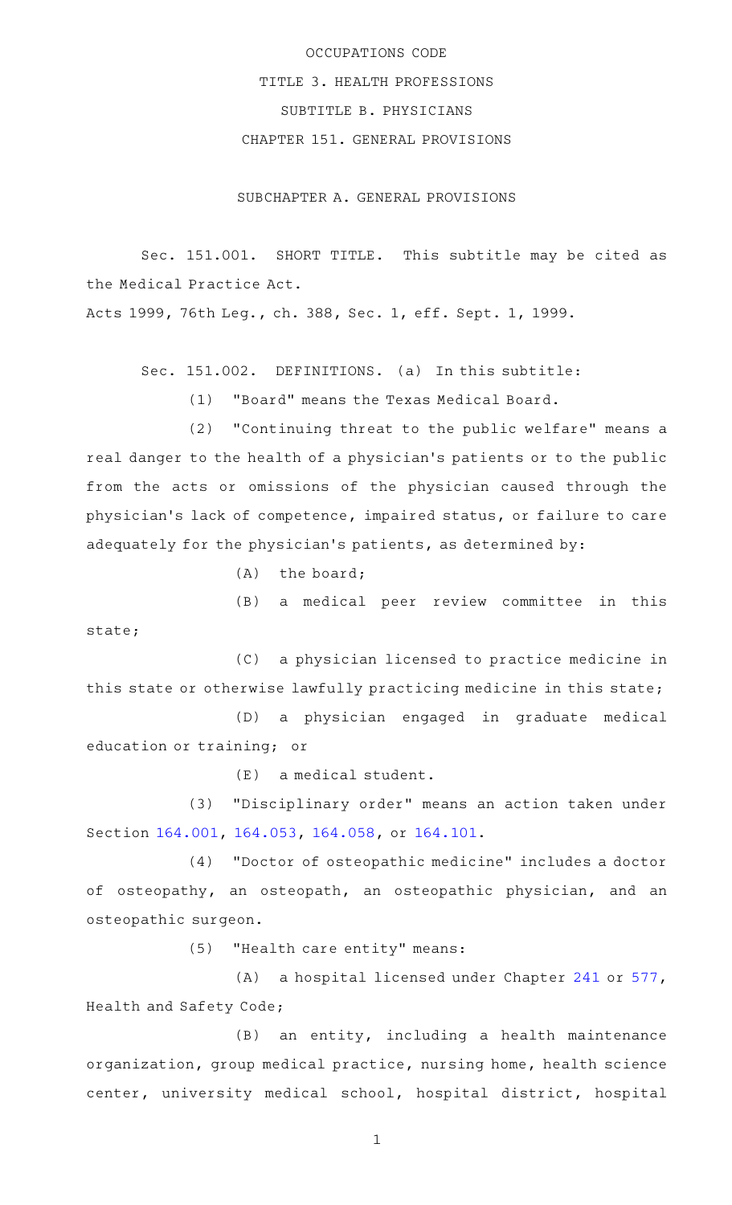OCCUPATIONS CODE

TITLE 3. HEALTH PROFESSIONS

SUBTITLE B. PHYSICIANS

CHAPTER 151. GENERAL PROVISIONS

SUBCHAPTER A. GENERAL PROVISIONS

Sec. 151.001. SHORT TITLE. This subtitle may be cited as the Medical Practice Act.

Acts 1999, 76th Leg., ch. 388, Sec. 1, eff. Sept. 1, 1999.

Sec. 151.002. DEFINITIONS. (a) In this subtitle:

(1) "Board" means the Texas Medical Board.

(2) "Continuing threat to the public welfare" means a real danger to the health of a physician's patients or to the public from the acts or omissions of the physician caused through the physician's lack of competence, impaired status, or failure to care adequately for the physician's patients, as determined by:

(A) the board;

(B) a medical peer review committee in this state;

(C) a physician licensed to practice medicine in this state or otherwise lawfully practicing medicine in this state;

(D) a physician engaged in graduate medical education or training; or

(E) a medical student.

(3) "Disciplinary order" means an action taken under Section 164.001, 164.053, 164.058, or 164.101.

(4) "Doctor of osteopathic medicine" includes a doctor of osteopathy, an osteopath, an osteopathic physician, and an osteopathic surgeon.

(5) "Health care entity" means:

(A) a hospital licensed under Chapter 241 or 577, Health and Safety Code;

(B) an entity, including a health maintenance organization, group medical practice, nursing home, health science center, university medical school, hospital district, hospital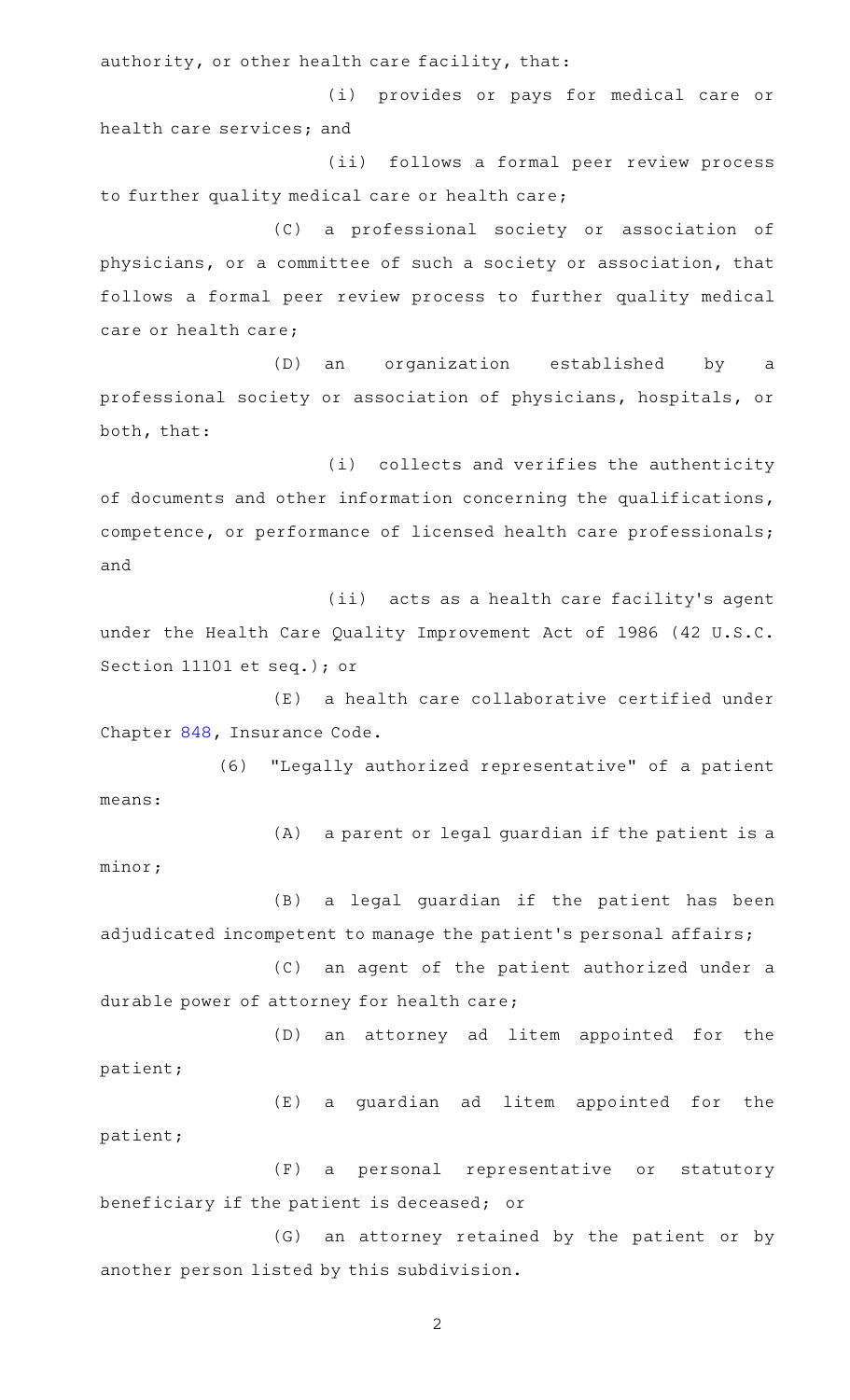authority, or other health care facility, that:

(i) provides or pays for medical care or health care services; and

(ii) follows a formal peer review process to further quality medical care or health care;

(C) a professional society or association of physicians, or a committee of such a society or association, that follows a formal peer review process to further quality medical care or health care;

(D) an organization established by a professional society or association of physicians, hospitals, or both, that:

(i) collects and verifies the authenticity of documents and other information concerning the qualifications, competence, or performance of licensed health care professionals; and

(ii) acts as a health care facility's agent under the Health Care Quality Improvement Act of 1986 (42 U.S.C. Section 11101 et seq.); or

(E) a health care collaborative certified under Chapter 848, Insurance Code.

(6) "Legally authorized representative" of a patient means:

(A) a parent or legal guardian if the patient is a minor;

(B) a legal guardian if the patient has been adjudicated incompetent to manage the patient's personal affairs;

(C) an agent of the patient authorized under a durable power of attorney for health care;

(D) an attorney ad litem appointed for the patient;

(E) a guardian ad litem appointed for the patient;

(F) a personal representative or statutory beneficiary if the patient is deceased; or

(G) an attorney retained by the patient or by another person listed by this subdivision.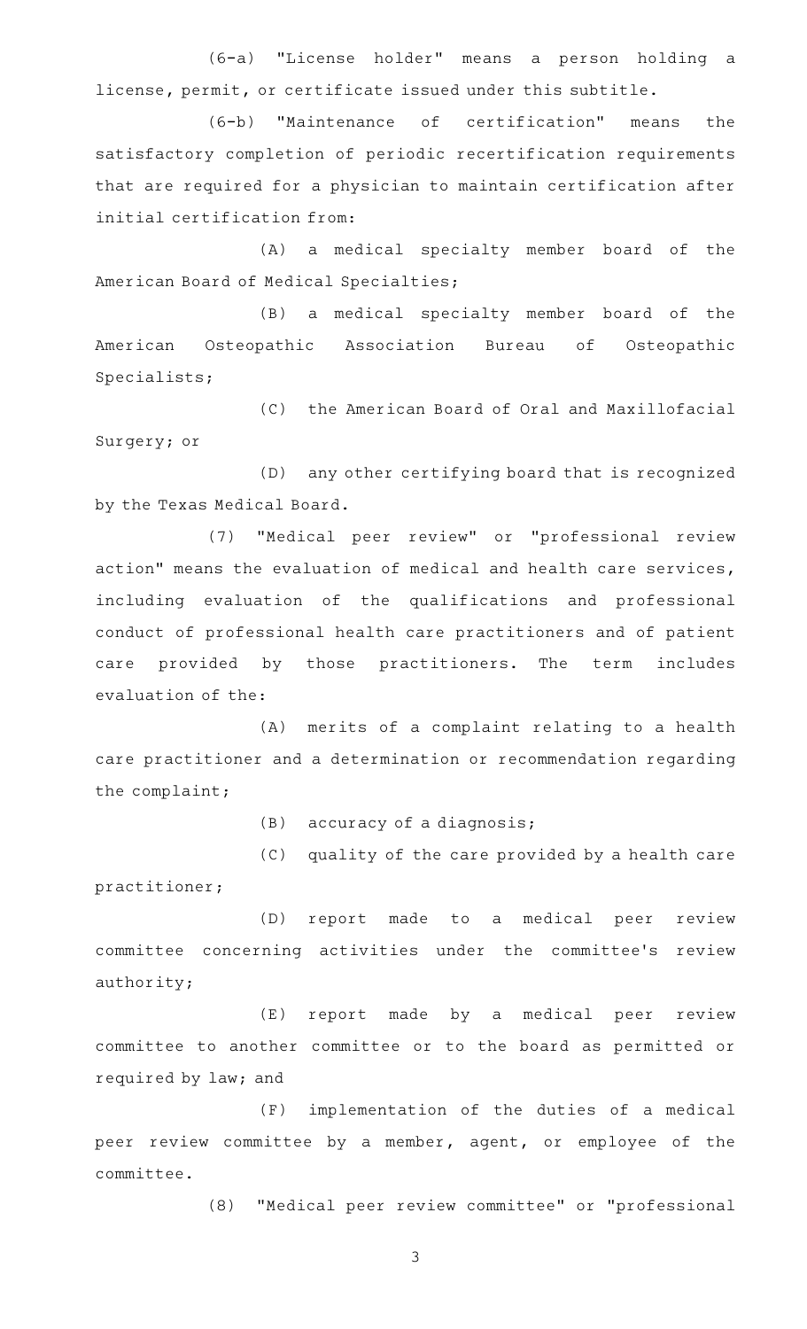(6-a) "License holder" means a person holding a license, permit, or certificate issued under this subtitle.

(6-b) "Maintenance of certification" means the satisfactory completion of periodic recertification requirements that are required for a physician to maintain certification after initial certification from:

(A) a medical specialty member board of the American Board of Medical Specialties;

(B) a medical specialty member board of the American Osteopathic Association Bureau of Osteopathic Specialists;

(C) the American Board of Oral and Maxillofacial Surgery; or

(D) any other certifying board that is recognized by the Texas Medical Board.

(7) "Medical peer review" or "professional review action" means the evaluation of medical and health care services, including evaluation of the qualifications and professional conduct of professional health care practitioners and of patient care provided by those practitioners. The term includes evaluation of the:

(A) merits of a complaint relating to a health care practitioner and a determination or recommendation regarding the complaint;

(B) accuracy of a diagnosis;

(C) quality of the care provided by a health care practitioner;

(D) report made to a medical peer review committee concerning activities under the committee's review authority;

(E) report made by a medical peer review committee to another committee or to the board as permitted or required by law; and

(F) implementation of the duties of a medical peer review committee by a member, agent, or employee of the committee.

(8) "Medical peer review committee" or "professional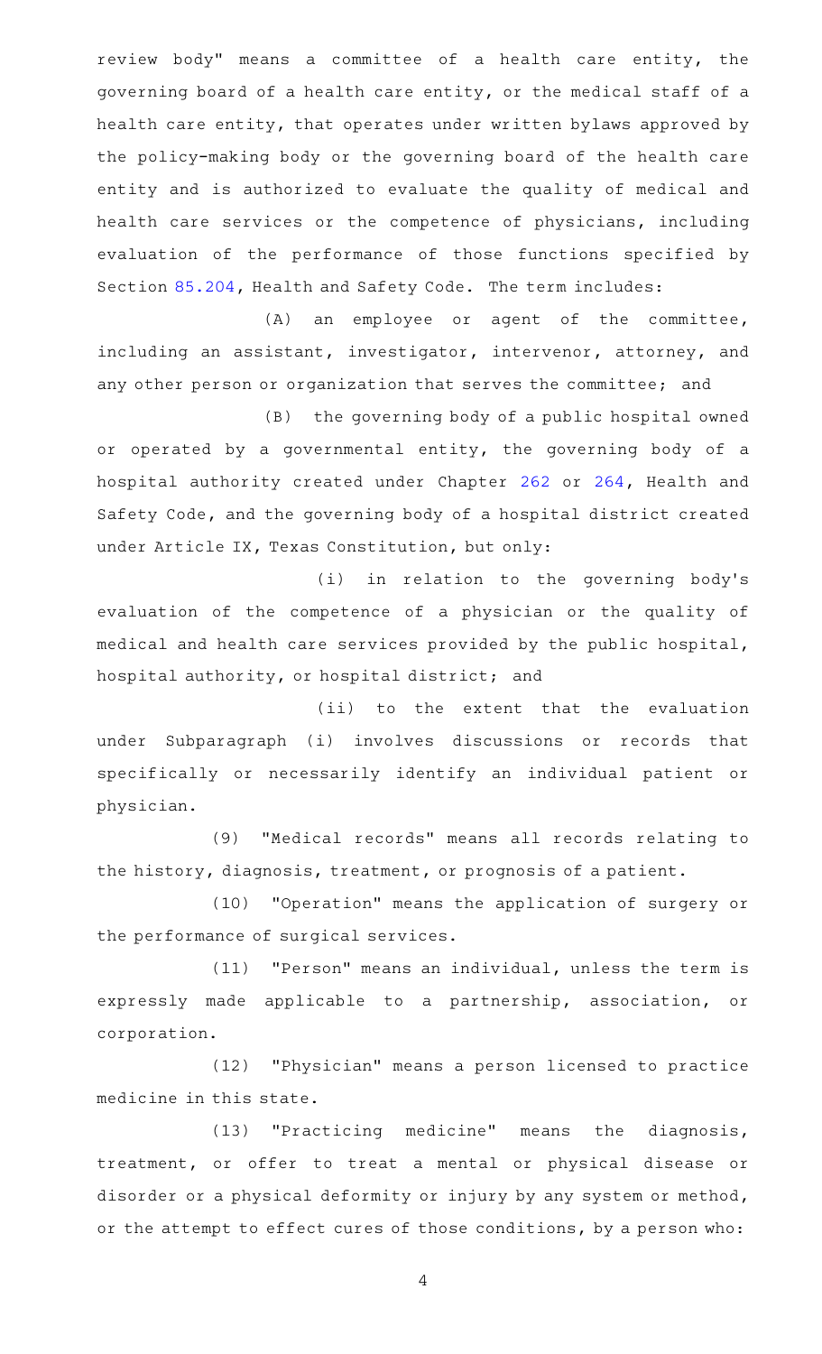review body" means a committee of a health care entity, the governing board of a health care entity, or the medical staff of a health care entity, that operates under written bylaws approved by the policy-making body or the governing board of the health care entity and is authorized to evaluate the quality of medical and health care services or the competence of physicians, including evaluation of the performance of those functions specified by Section 85.204, Health and Safety Code. The term includes:

(A) an employee or agent of the committee, including an assistant, investigator, intervenor, attorney, and any other person or organization that serves the committee; and

(B) the governing body of a public hospital owned or operated by a governmental entity, the governing body of a hospital authority created under Chapter 262 or 264, Health and Safety Code, and the governing body of a hospital district created under Article IX, Texas Constitution, but only:

(i) in relation to the governing body's evaluation of the competence of a physician or the quality of medical and health care services provided by the public hospital, hospital authority, or hospital district; and

(ii) to the extent that the evaluation under Subparagraph (i) involves discussions or records that specifically or necessarily identify an individual patient or physician.

(9) "Medical records" means all records relating to the history, diagnosis, treatment, or prognosis of a patient.

(10) "Operation" means the application of surgery or the performance of surgical services.

(11) "Person" means an individual, unless the term is expressly made applicable to a partnership, association, or corporation.

(12) "Physician" means a person licensed to practice medicine in this state.

(13) "Practicing medicine" means the diagnosis, treatment, or offer to treat a mental or physical disease or disorder or a physical deformity or injury by any system or method, or the attempt to effect cures of those conditions, by a person who: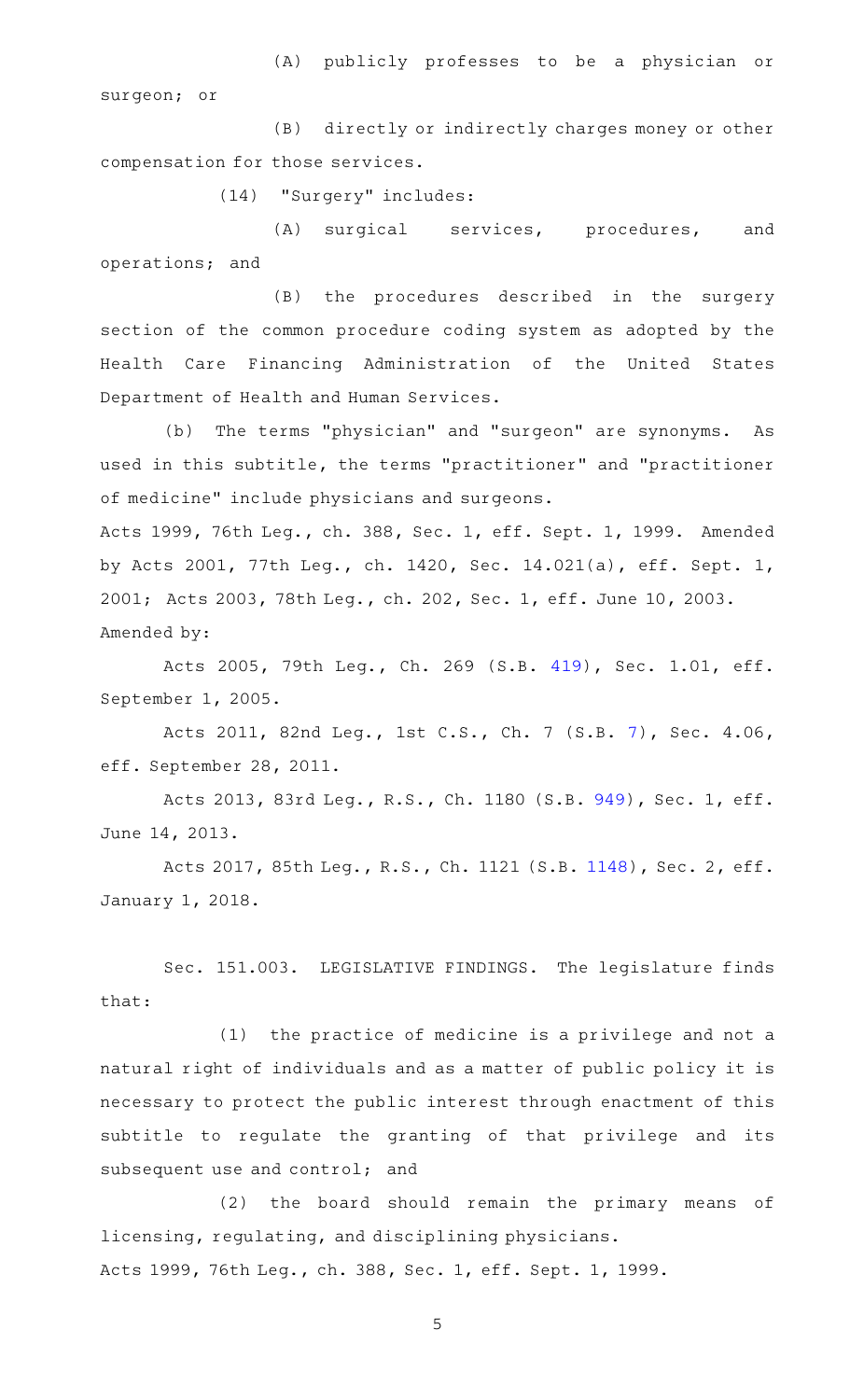(A) publicly professes to be a physician or surgeon; or

(B) directly or indirectly charges money or other compensation for those services.

(14) "Surgery" includes:

(A) surgical services, procedures, and operations; and

(B) the procedures described in the surgery section of the common procedure coding system as adopted by the Health Care Financing Administration of the United States Department of Health and Human Services.

(b) The terms "physician" and "surgeon" are synonyms. As used in this subtitle, the terms "practitioner" and "practitioner of medicine" include physicians and surgeons.

Acts 1999, 76th Leg., ch. 388, Sec. 1, eff. Sept. 1, 1999. Amended by Acts 2001, 77th Leg., ch. 1420, Sec. 14.021(a), eff. Sept. 1, 2001; Acts 2003, 78th Leg., ch. 202, Sec. 1, eff. June 10, 2003.

Amended by:

Acts 2005, 79th Leg., Ch. 269 (S.B. 419), Sec. 1.01, eff. September 1, 2005.

Acts 2011, 82nd Leg., 1st C.S., Ch. 7 (S.B. 7), Sec. 4.06, eff. September 28, 2011.

Acts 2013, 83rd Leg., R.S., Ch. 1180 (S.B. 949), Sec. 1, eff. June 14, 2013.

Acts 2017, 85th Leg., R.S., Ch. 1121 (S.B. 1148), Sec. 2, eff. January 1, 2018.

Sec. 151.003. LEGISLATIVE FINDINGS. The legislature finds that:

(1) the practice of medicine is a privilege and not a natural right of individuals and as a matter of public policy it is necessary to protect the public interest through enactment of this subtitle to regulate the granting of that privilege and its subsequent use and control; and

(2) the board should remain the primary means of licensing, regulating, and disciplining physicians.

Acts 1999, 76th Leg., ch. 388, Sec. 1, eff. Sept. 1, 1999.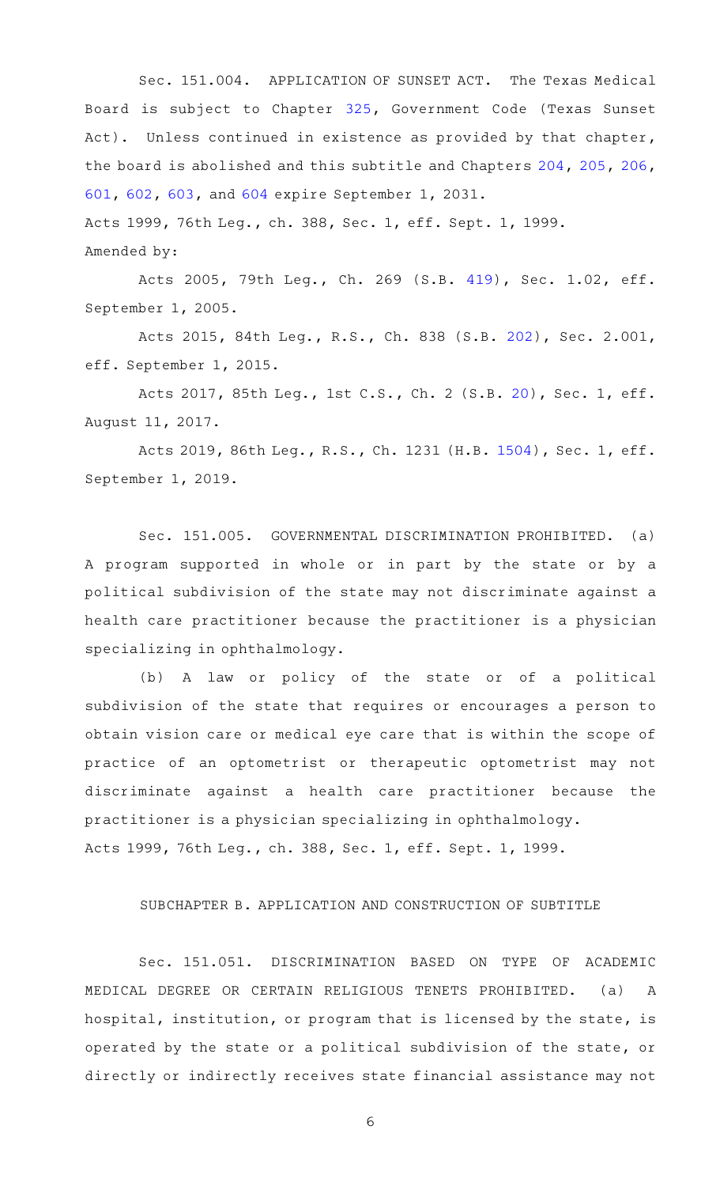Sec. 151.004. APPLICATION OF SUNSET ACT. The Texas Medical Board is subject to Chapter 325, Government Code (Texas Sunset Act). Unless continued in existence as provided by that chapter, the board is abolished and this subtitle and Chapters 204, 205, 206, 601, 602, 603, and 604 expire September 1, 2031.

Acts 1999, 76th Leg., ch. 388, Sec. 1, eff. Sept. 1, 1999.

Amended by:

Acts 2005, 79th Leg., Ch. 269 (S.B. 419), Sec. 1.02, eff. September 1, 2005.

Acts 2015, 84th Leg., R.S., Ch. 838 (S.B. 202), Sec. 2.001, eff. September 1, 2015.

Acts 2017, 85th Leg., 1st C.S., Ch. 2 (S.B. 20), Sec. 1, eff. August 11, 2017.

Acts 2019, 86th Leg., R.S., Ch. 1231 (H.B. 1504), Sec. 1, eff. September 1, 2019.

Sec. 151.005. GOVERNMENTAL DISCRIMINATION PROHIBITED. (a) A program supported in whole or in part by the state or by a political subdivision of the state may not discriminate against a health care practitioner because the practitioner is a physician specializing in ophthalmology.

(b) A law or policy of the state or of a political subdivision of the state that requires or encourages a person to obtain vision care or medical eye care that is within the scope of practice of an optometrist or therapeutic optometrist may not discriminate against a health care practitioner because the practitioner is a physician specializing in ophthalmology.

Acts 1999, 76th Leg., ch. 388, Sec. 1, eff. Sept. 1, 1999.

SUBCHAPTER B. APPLICATION AND CONSTRUCTION OF SUBTITLE

Sec. 151.051. DISCRIMINATION BASED ON TYPE OF ACADEMIC MEDICAL DEGREE OR CERTAIN RELIGIOUS TENETS PROHIBITED. (a) A hospital, institution, or program that is licensed by the state, is operated by the state or a political subdivision of the state, or directly or indirectly receives state financial assistance may not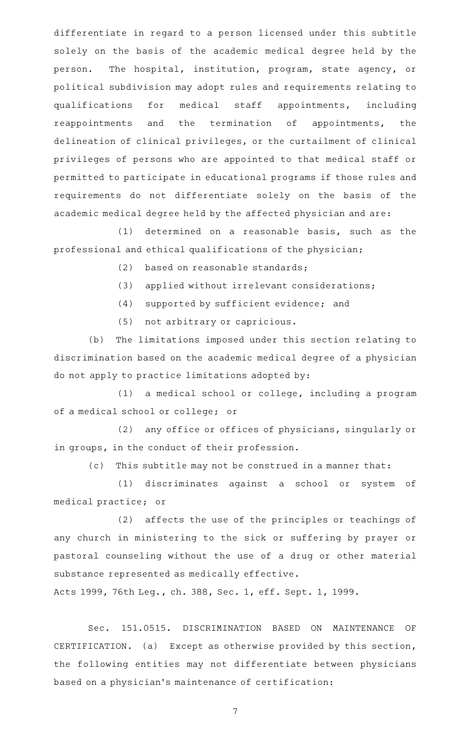differentiate in regard to a person licensed under this subtitle solely on the basis of the academic medical degree held by the person. The hospital, institution, program, state agency, or political subdivision may adopt rules and requirements relating to qualifications for medical staff appointments, including reappointments and the termination of appointments, the delineation of clinical privileges, or the curtailment of clinical privileges of persons who are appointed to that medical staff or permitted to participate in educational programs if those rules and requirements do not differentiate solely on the basis of the academic medical degree held by the affected physician and are:

(1) determined on a reasonable basis, such as the professional and ethical qualifications of the physician;

(2) based on reasonable standards;

(3) applied without irrelevant considerations;

(4) supported by sufficient evidence; and

(5) not arbitrary or capricious.

(b) The limitations imposed under this section relating to discrimination based on the academic medical degree of a physician do not apply to practice limitations adopted by:

(1) a medical school or college, including a program of a medical school or college; or

(2) any office or offices of physicians, singularly or in groups, in the conduct of their profession.

(c) This subtitle may not be construed in a manner that:

(1) discriminates against a school or system of medical practice; or

(2) affects the use of the principles or teachings of any church in ministering to the sick or suffering by prayer or pastoral counseling without the use of a drug or other material substance represented as medically effective.

Acts 1999, 76th Leg., ch. 388, Sec. 1, eff. Sept. 1, 1999.

Sec. 151.0515. DISCRIMINATION BASED ON MAINTENANCE OF CERTIFICATION. (a) Except as otherwise provided by this section, the following entities may not differentiate between physicians based on a physician's maintenance of certification: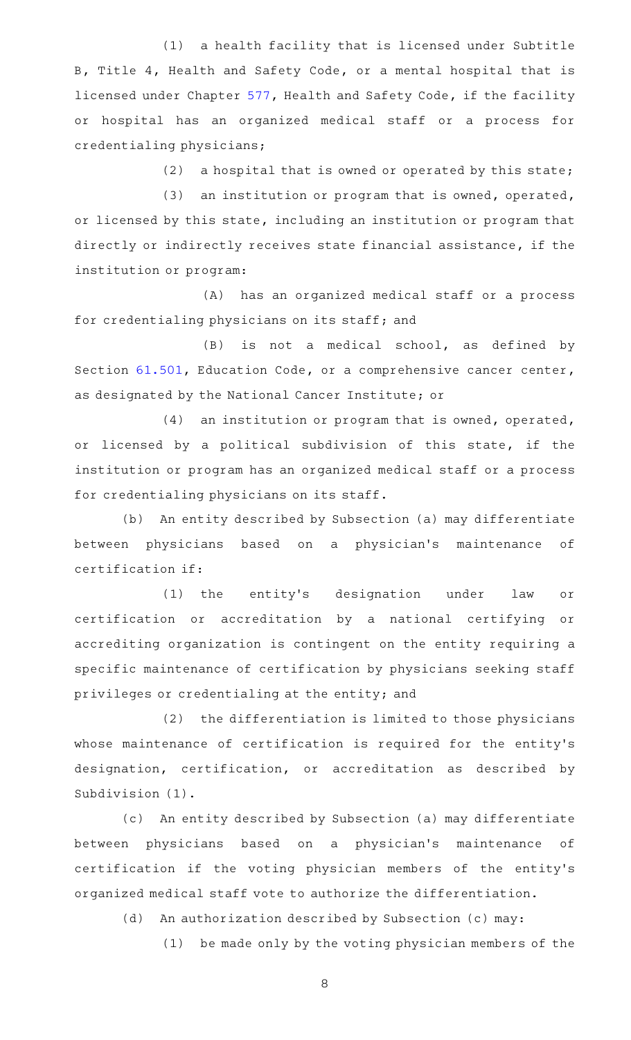(1) a health facility that is licensed under Subtitle B, Title 4, Health and Safety Code, or a mental hospital that is licensed under Chapter 577, Health and Safety Code, if the facility or hospital has an organized medical staff or a process for credentialing physicians;

(2) a hospital that is owned or operated by this state;

(3) an institution or program that is owned, operated, or licensed by this state, including an institution or program that directly or indirectly receives state financial assistance, if the institution or program:

(A) has an organized medical staff or a process for credentialing physicians on its staff; and

(B) is not a medical school, as defined by Section 61.501, Education Code, or a comprehensive cancer center, as designated by the National Cancer Institute; or

(4) an institution or program that is owned, operated, or licensed by a political subdivision of this state, if the institution or program has an organized medical staff or a process for credentialing physicians on its staff.

(b) An entity described by Subsection (a) may differentiate between physicians based on a physician's maintenance of certification if:

(1) the entity's designation under law or certification or accreditation by a national certifying or accrediting organization is contingent on the entity requiring a specific maintenance of certification by physicians seeking staff privileges or credentialing at the entity; and

(2) the differentiation is limited to those physicians whose maintenance of certification is required for the entity's designation, certification, or accreditation as described by Subdivision (1).

(c) An entity described by Subsection (a) may differentiate between physicians based on a physician's maintenance of certification if the voting physician members of the entity's organized medical staff vote to authorize the differentiation.

(d) An authorization described by Subsection (c) may:

(1) be made only by the voting physician members of the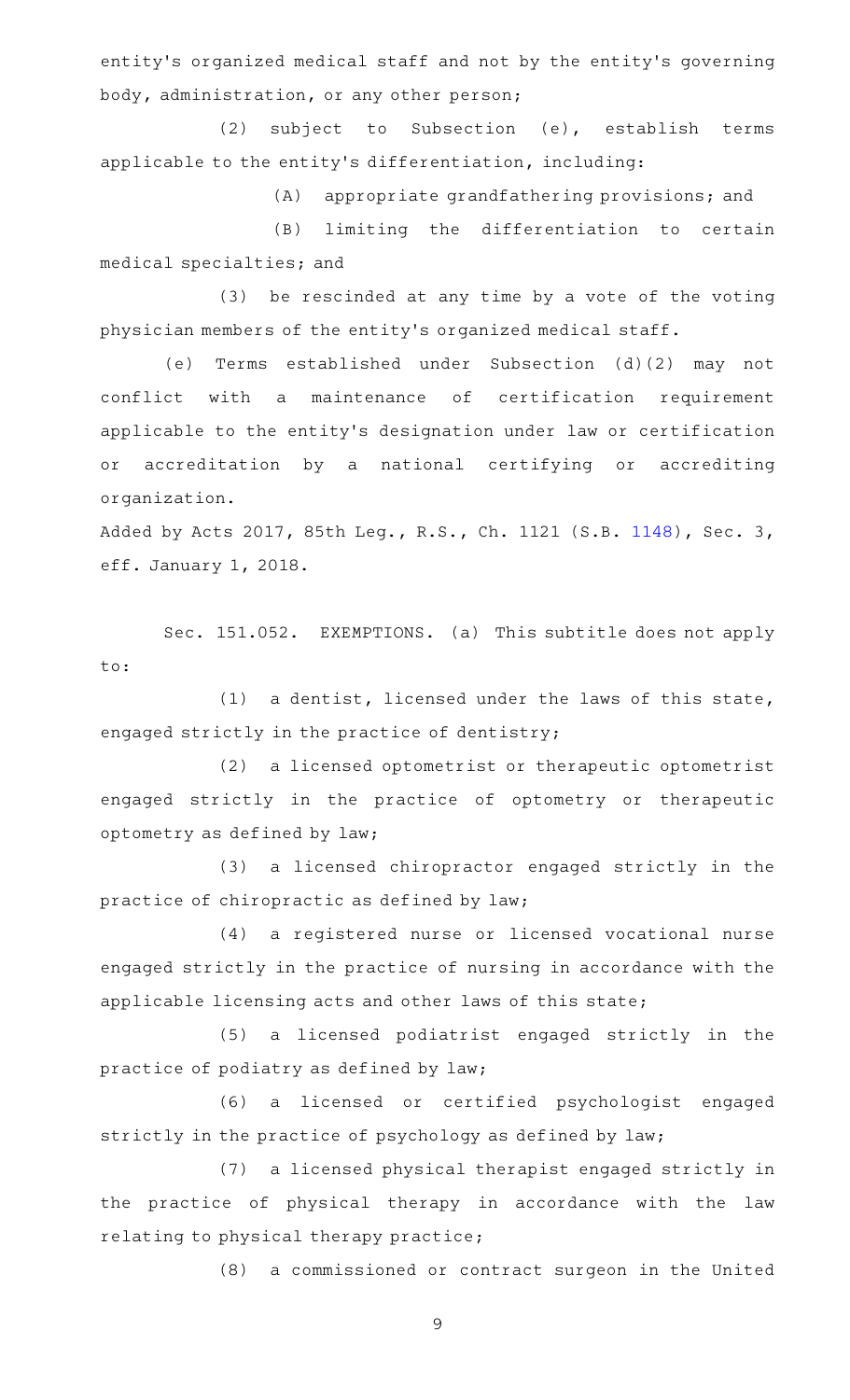entity's organized medical staff and not by the entity's governing body, administration, or any other person;

(2) subject to Subsection (e), establish terms applicable to the entity's differentiation, including:

(A) appropriate grandfathering provisions; and

(B) limiting the differentiation to certain medical specialties; and

(3) be rescinded at any time by a vote of the voting physician members of the entity's organized medical staff.

(e) Terms established under Subsection (d)(2) may not conflict with a maintenance of certification requirement applicable to the entity's designation under law or certification or accreditation by a national certifying or accrediting organization.

Added by Acts 2017, 85th Leg., R.S., Ch. 1121 (S.B. 1148), Sec. 3, eff. January 1, 2018.

Sec. 151.052. EXEMPTIONS. (a) This subtitle does not apply to:

(1) a dentist, licensed under the laws of this state, engaged strictly in the practice of dentistry;

(2) a licensed optometrist or therapeutic optometrist engaged strictly in the practice of optometry or therapeutic optometry as defined by law;

(3) a licensed chiropractor engaged strictly in the practice of chiropractic as defined by law;

(4) a registered nurse or licensed vocational nurse engaged strictly in the practice of nursing in accordance with the applicable licensing acts and other laws of this state;

(5) a licensed podiatrist engaged strictly in the practice of podiatry as defined by law;

(6) a licensed or certified psychologist engaged strictly in the practice of psychology as defined by law;

(7) a licensed physical therapist engaged strictly in the practice of physical therapy in accordance with the law relating to physical therapy practice;

(8) a commissioned or contract surgeon in the United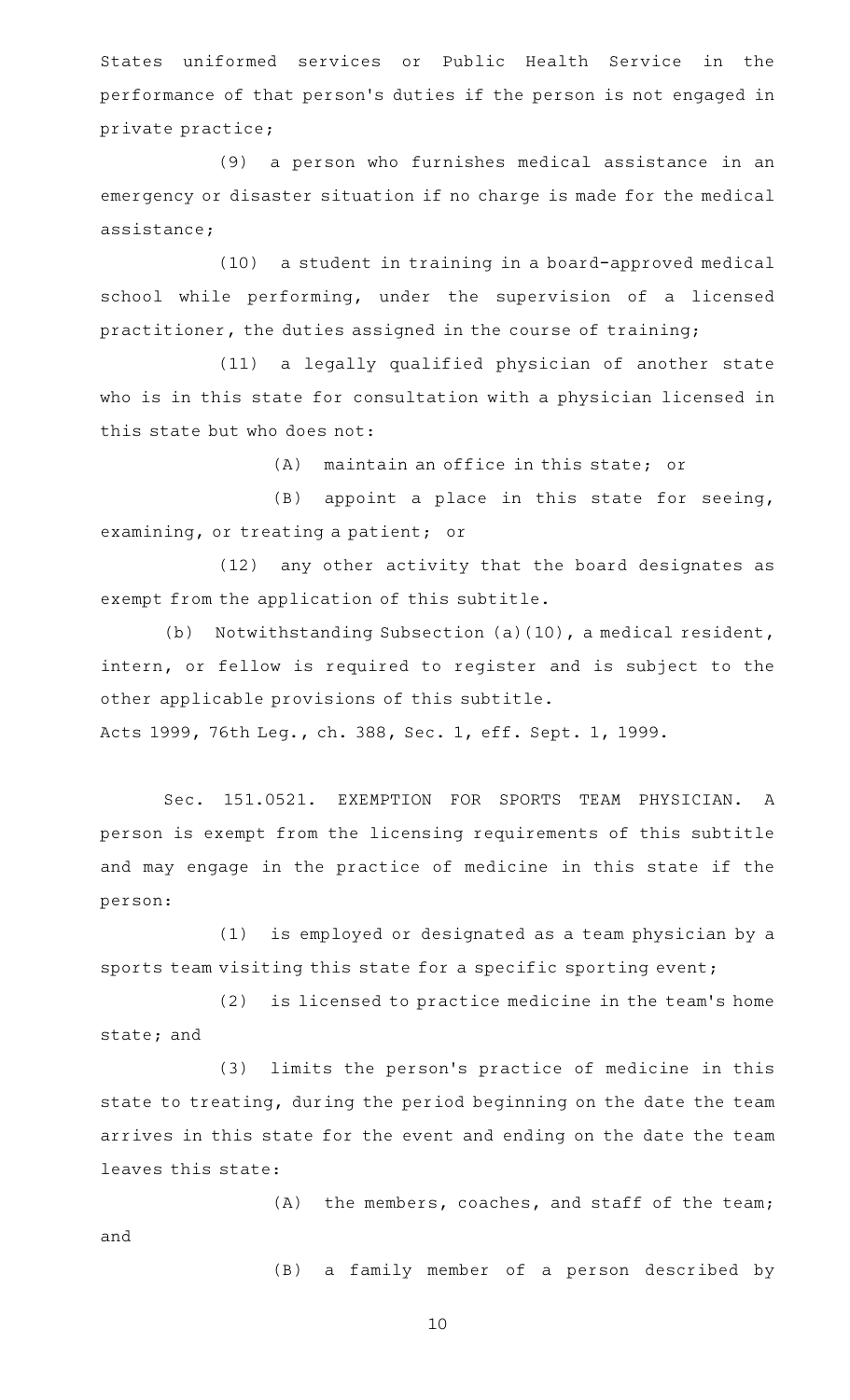States uniformed services or Public Health Service in the performance of that person's duties if the person is not engaged in private practice;

(9) a person who furnishes medical assistance in an emergency or disaster situation if no charge is made for the medical assistance;

(10) a student in training in a board-approved medical school while performing, under the supervision of a licensed practitioner, the duties assigned in the course of training;

(11) a legally qualified physician of another state who is in this state for consultation with a physician licensed in this state but who does not:

(A) maintain an office in this state; or

(B) appoint a place in this state for seeing, examining, or treating a patient; or

(12) any other activity that the board designates as exempt from the application of this subtitle.

(b) Notwithstanding Subsection (a)(10), a medical resident, intern, or fellow is required to register and is subject to the other applicable provisions of this subtitle.

Acts 1999, 76th Leg., ch. 388, Sec. 1, eff. Sept. 1, 1999.

Sec. 151.0521. EXEMPTION FOR SPORTS TEAM PHYSICIAN. A person is exempt from the licensing requirements of this subtitle and may engage in the practice of medicine in this state if the person:

(1) is employed or designated as a team physician by a sports team visiting this state for a specific sporting event;

(2) is licensed to practice medicine in the team's home state; and

(3) limits the person's practice of medicine in this state to treating, during the period beginning on the date the team arrives in this state for the event and ending on the date the team leaves this state:

(A) the members, coaches, and staff of the team; and

(B) a family member of a person described by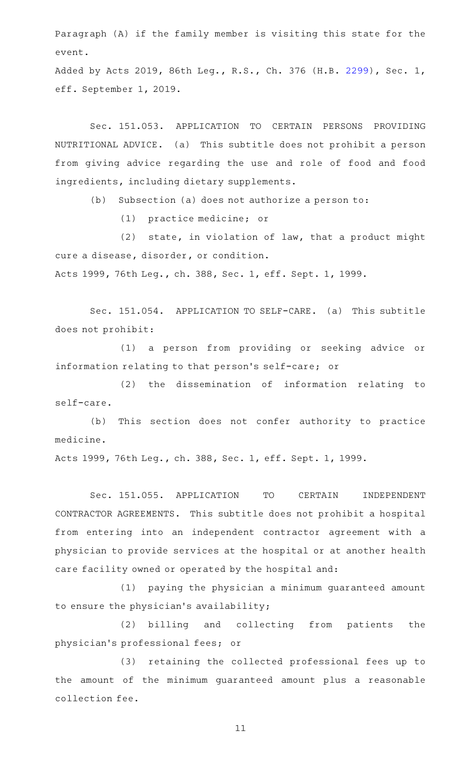Paragraph (A) if the family member is visiting this state for the event.

Added by Acts 2019, 86th Leg., R.S., Ch. 376 (H.B. 2299), Sec. 1, eff. September 1, 2019.

Sec. 151.053. APPLICATION TO CERTAIN PERSONS PROVIDING NUTRITIONAL ADVICE. (a) This subtitle does not prohibit a person from giving advice regarding the use and role of food and food ingredients, including dietary supplements.

(b) Subsection (a) does not authorize a person to:

(1) practice medicine; or

(2) state, in violation of law, that a product might cure a disease, disorder, or condition.

Acts 1999, 76th Leg., ch. 388, Sec. 1, eff. Sept. 1, 1999.

Sec. 151.054. APPLICATION TO SELF-CARE. (a) This subtitle does not prohibit:

(1) a person from providing or seeking advice or information relating to that person's self-care; or

(2) the dissemination of information relating to self-care.

(b) This section does not confer authority to practice medicine.

Acts 1999, 76th Leg., ch. 388, Sec. 1, eff. Sept. 1, 1999.

Sec. 151.055. APPLICATION TO CERTAIN INDEPENDENT CONTRACTOR AGREEMENTS. This subtitle does not prohibit a hospital from entering into an independent contractor agreement with a physician to provide services at the hospital or at another health care facility owned or operated by the hospital and:

(1) paying the physician a minimum guaranteed amount to ensure the physician's availability;

(2) billing and collecting from patients the physician's professional fees; or

(3) retaining the collected professional fees up to the amount of the minimum guaranteed amount plus a reasonable collection fee.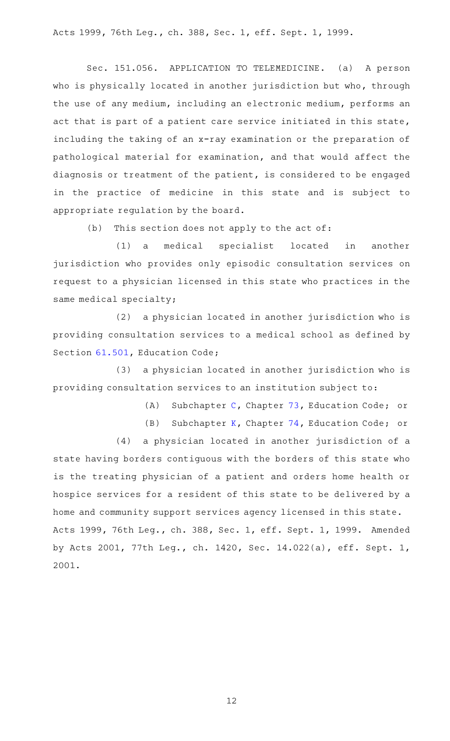Acts 1999, 76th Leg., ch. 388, Sec. 1, eff. Sept. 1, 1999.

Sec. 151.056. APPLICATION TO TELEMEDICINE. (a) A person who is physically located in another jurisdiction but who, through the use of any medium, including an electronic medium, performs an act that is part of a patient care service initiated in this state, including the taking of an x-ray examination or the preparation of pathological material for examination, and that would affect the diagnosis or treatment of the patient, is considered to be engaged in the practice of medicine in this state and is subject to appropriate regulation by the board.

(b) This section does not apply to the act of:

(1) a medical specialist located in another jurisdiction who provides only episodic consultation services on request to a physician licensed in this state who practices in the same medical specialty;

(2) a physician located in another jurisdiction who is providing consultation services to a medical school as defined by Section 61.501, Education Code;

(3) a physician located in another jurisdiction who is providing consultation services to an institution subject to:

(A) Subchapter C, Chapter 73, Education Code; or

(B) Subchapter K, Chapter 74, Education Code; or

(4) a physician located in another jurisdiction of a state having borders contiguous with the borders of this state who is the treating physician of a patient and orders home health or hospice services for a resident of this state to be delivered by a home and community support services agency licensed in this state.

Acts 1999, 76th Leg., ch. 388, Sec. 1, eff. Sept. 1, 1999. Amended by Acts 2001, 77th Leg., ch. 1420, Sec. 14.022(a), eff. Sept. 1, 2001.